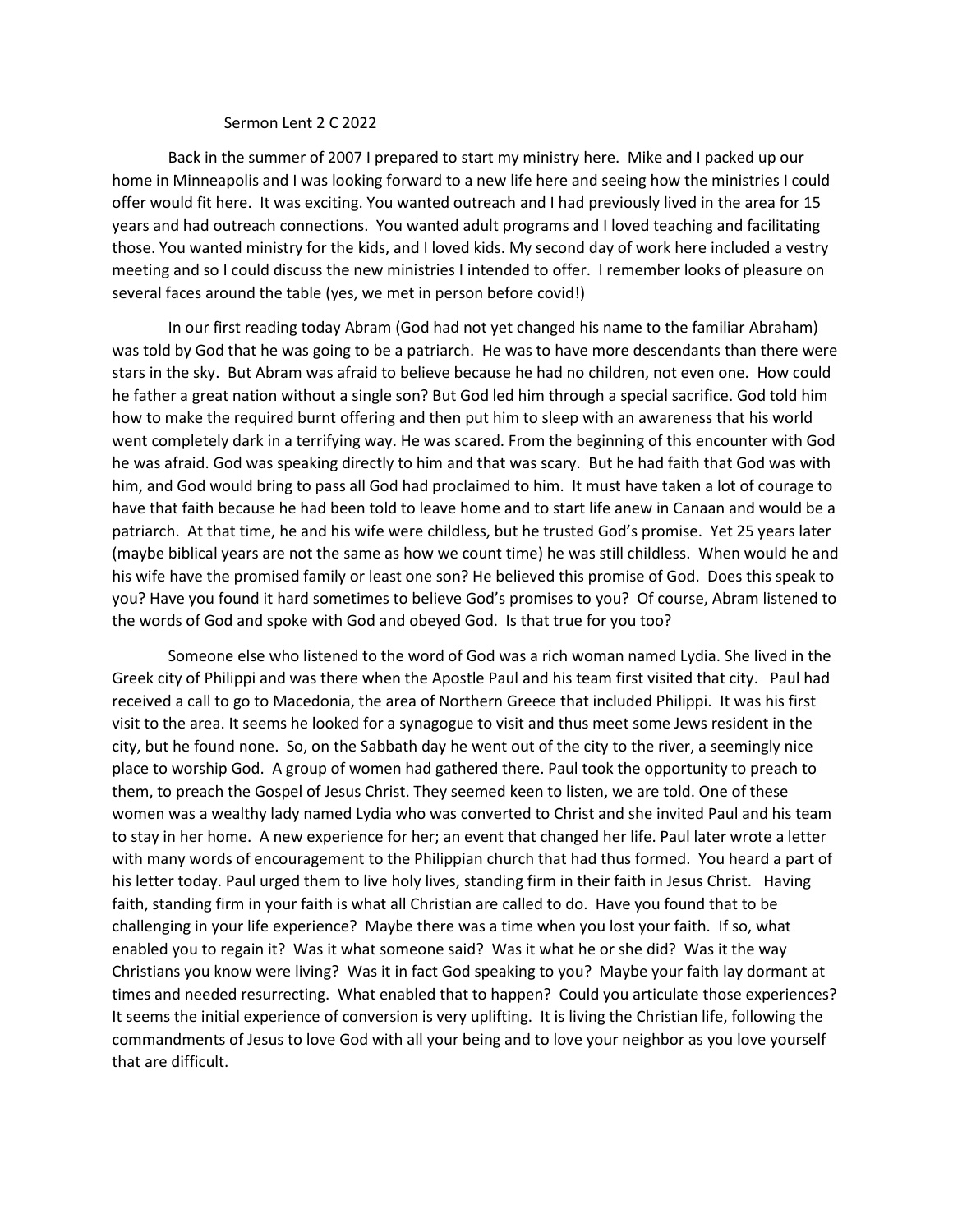# Sermon Lent 2 C 2022

Back in the summer of 2007 I prepared to start my ministry here. Mike and I packed up our home in Minneapolis and I was looking forward to a new life here and seeing how the ministries I could offer would fit here. It was exciting. You wanted outreach and I had previously lived in the area for 15 years and had outreach connections. You wanted adult programs and I loved teaching and facilitating those. You wanted ministry for the kids, and I loved kids. My second day of work here included a vestry meeting and so I could discuss the new ministries I intended to offer. I remember looks of pleasure on several faces around the table (yes, we met in person before covid!)

In our first reading today Abram (God had not yet changed his name to the familiar Abraham) was told by God that he was going to be a patriarch. He was to have more descendants than there were stars in the sky. But Abram was afraid to believe because he had no children, not even one. How could he father a great nation without a single son? But God led him through a special sacrifice. God told him how to make the required burnt offering and then put him to sleep with an awareness that his world went completely dark in a terrifying way. He was scared. From the beginning of this encounter with God he was afraid. God was speaking directly to him and that was scary. But he had faith that God was with him, and God would bring to pass all God had proclaimed to him. It must have taken a lot of courage to have that faith because he had been told to leave home and to start life anew in Canaan and would be a patriarch. At that time, he and his wife were childless, but he trusted God's promise. Yet 25 years later (maybe biblical years are not the same as how we count time) he was still childless. When would he and his wife have the promised family or least one son? He believed this promise of God. Does this speak to you? Have you found it hard sometimes to believe God's promises to you? Of course, Abram listened to the words of God and spoke with God and obeyed God. Is that true for you too?

Someone else who listened to the word of God was a rich woman named Lydia. She lived in the Greek city of Philippi and was there when the Apostle Paul and his team first visited that city. Paul had received a call to go to Macedonia, the area of Northern Greece that included Philippi. It was his first visit to the area. It seems he looked for a synagogue to visit and thus meet some Jews resident in the city, but he found none. So, on the Sabbath day he went out of the city to the river, a seemingly nice place to worship God. A group of women had gathered there. Paul took the opportunity to preach to them, to preach the Gospel of Jesus Christ. They seemed keen to listen, we are told. One of these women was a wealthy lady named Lydia who was converted to Christ and she invited Paul and his team to stay in her home. A new experience for her; an event that changed her life. Paul later wrote a letter with many words of encouragement to the Philippian church that had thus formed. You heard a part of his letter today. Paul urged them to live holy lives, standing firm in their faith in Jesus Christ. Having faith, standing firm in your faith is what all Christian are called to do. Have you found that to be challenging in your life experience? Maybe there was a time when you lost your faith. If so, what enabled you to regain it? Was it what someone said? Was it what he or she did? Was it the way Christians you know were living? Was it in fact God speaking to you? Maybe your faith lay dormant at times and needed resurrecting. What enabled that to happen? Could you articulate those experiences? It seems the initial experience of conversion is very uplifting. It is living the Christian life, following the commandments of Jesus to love God with all your being and to love your neighbor as you love yourself that are difficult.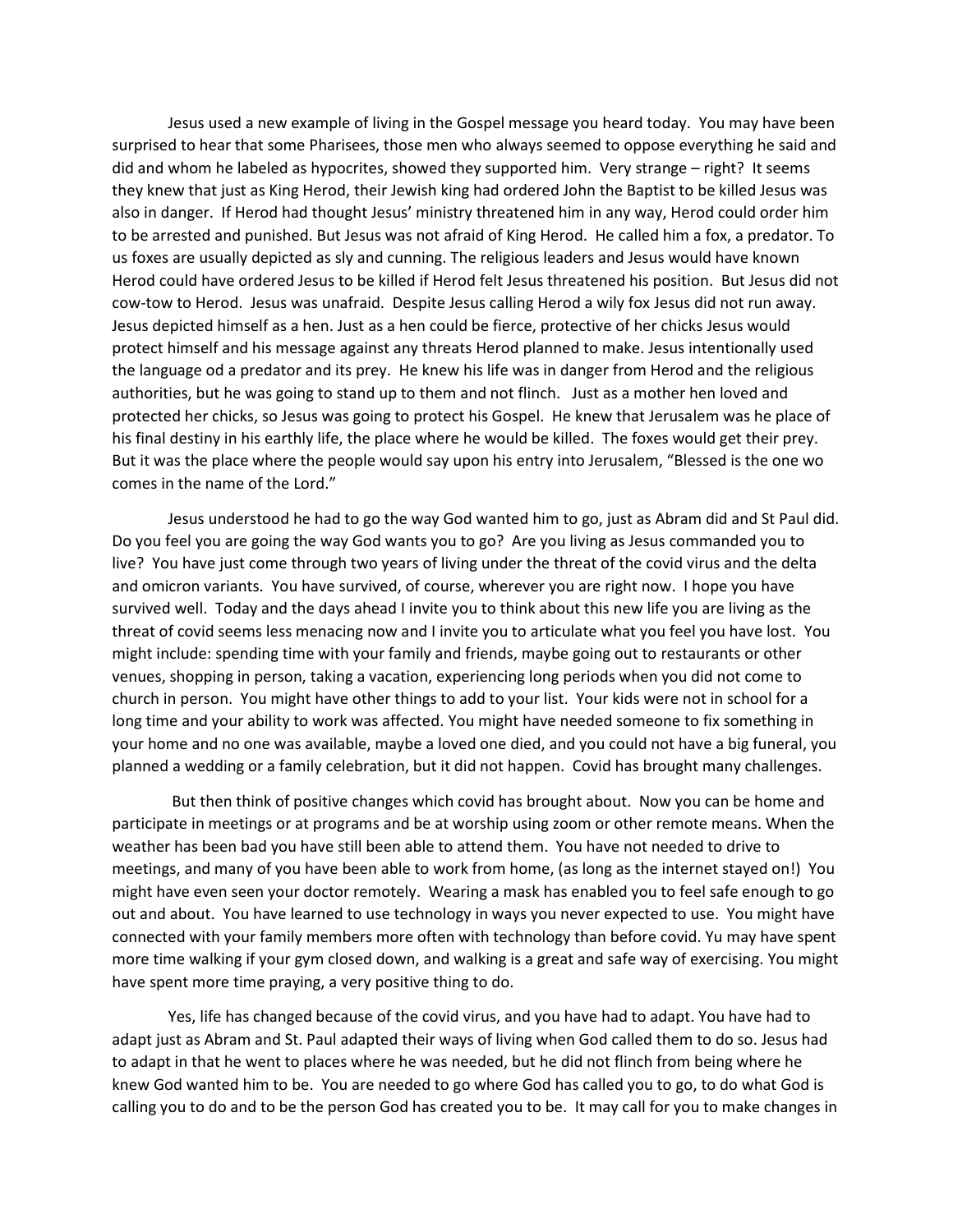Jesus used a new example of living in the Gospel message you heard today. You may have been surprised to hear that some Pharisees, those men who always seemed to oppose everything he said and did and whom he labeled as hypocrites, showed they supported him. Very strange – right? It seems they knew that just as King Herod, their Jewish king had ordered John the Baptist to be killed Jesus was also in danger. If Herod had thought Jesus' ministry threatened him in any way, Herod could order him to be arrested and punished. But Jesus was not afraid of King Herod. He called him a fox, a predator. To us foxes are usually depicted as sly and cunning. The religious leaders and Jesus would have known Herod could have ordered Jesus to be killed if Herod felt Jesus threatened his position. But Jesus did not cow-tow to Herod. Jesus was unafraid. Despite Jesus calling Herod a wily fox Jesus did not run away. Jesus depicted himself as a hen. Just as a hen could be fierce, protective of her chicks Jesus would protect himself and his message against any threats Herod planned to make. Jesus intentionally used the language od a predator and its prey. He knew his life was in danger from Herod and the religious authorities, but he was going to stand up to them and not flinch. Just as a mother hen loved and protected her chicks, so Jesus was going to protect his Gospel. He knew that Jerusalem was he place of his final destiny in his earthly life, the place where he would be killed. The foxes would get their prey. But it was the place where the people would say upon his entry into Jerusalem, "Blessed is the one wo comes in the name of the Lord."

Jesus understood he had to go the way God wanted him to go, just as Abram did and St Paul did. Do you feel you are going the way God wants you to go? Are you living as Jesus commanded you to live? You have just come through two years of living under the threat of the covid virus and the delta and omicron variants. You have survived, of course, wherever you are right now. I hope you have survived well. Today and the days ahead I invite you to think about this new life you are living as the threat of covid seems less menacing now and I invite you to articulate what you feel you have lost. You might include: spending time with your family and friends, maybe going out to restaurants or other venues, shopping in person, taking a vacation, experiencing long periods when you did not come to church in person. You might have other things to add to your list. Your kids were not in school for a long time and your ability to work was affected. You might have needed someone to fix something in your home and no one was available, maybe a loved one died, and you could not have a big funeral, you planned a wedding or a family celebration, but it did not happen. Covid has brought many challenges.

But then think of positive changes which covid has brought about. Now you can be home and participate in meetings or at programs and be at worship using zoom or other remote means. When the weather has been bad you have still been able to attend them. You have not needed to drive to meetings, and many of you have been able to work from home, (as long as the internet stayed on!) You might have even seen your doctor remotely. Wearing a mask has enabled you to feel safe enough to go out and about. You have learned to use technology in ways you never expected to use. You might have connected with your family members more often with technology than before covid. Yu may have spent more time walking if your gym closed down, and walking is a great and safe way of exercising. You might have spent more time praying, a very positive thing to do.

Yes, life has changed because of the covid virus, and you have had to adapt. You have had to adapt just as Abram and St. Paul adapted their ways of living when God called them to do so. Jesus had to adapt in that he went to places where he was needed, but he did not flinch from being where he knew God wanted him to be. You are needed to go where God has called you to go, to do what God is calling you to do and to be the person God has created you to be. It may call for you to make changes in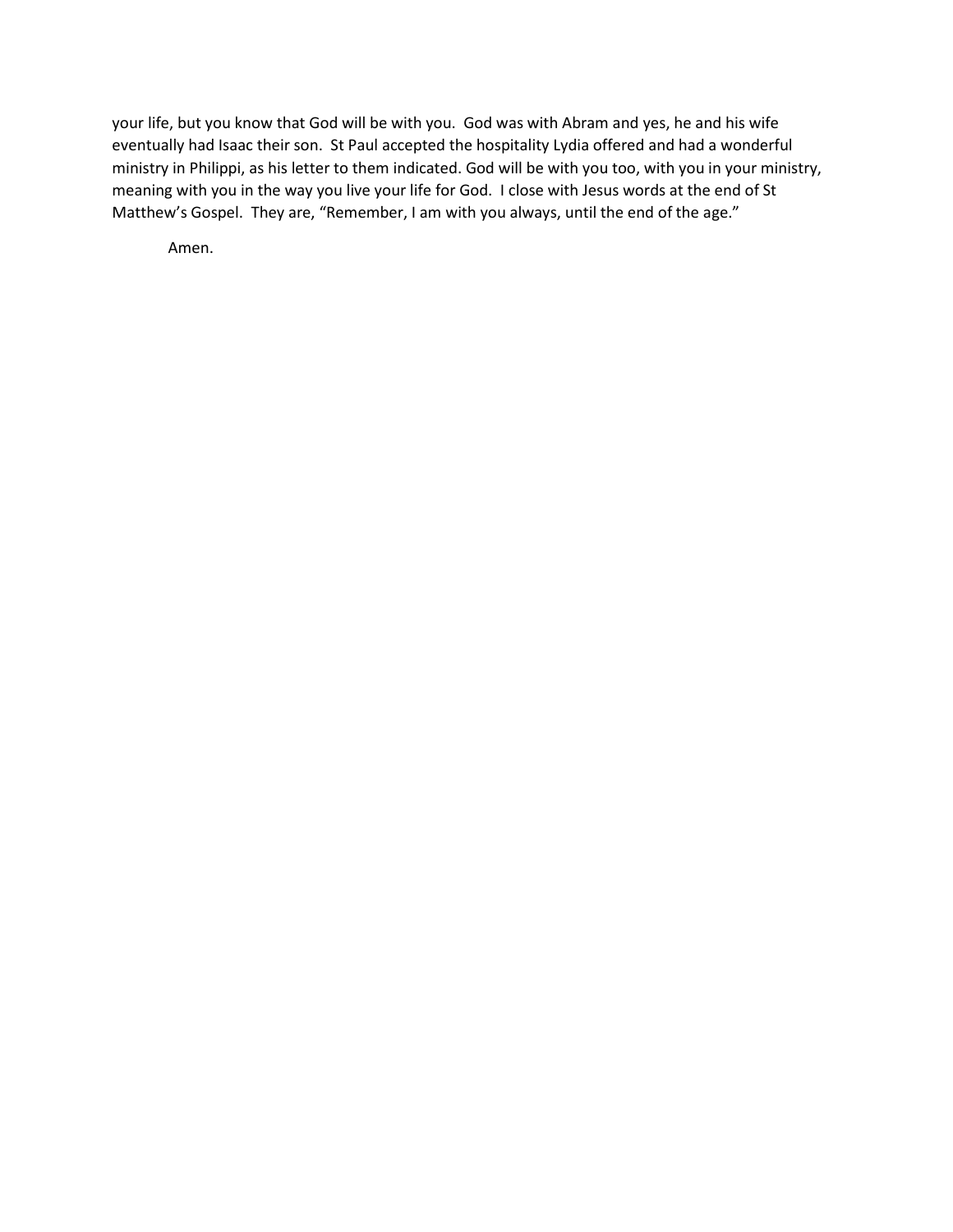your life, but you know that God will be with you. God was with Abram and yes, he and his wife eventually had Isaac their son. St Paul accepted the hospitality Lydia offered and had a wonderful ministry in Philippi, as his letter to them indicated. God will be with you too, with you in your ministry, meaning with you in the way you live your life for God. I close with Jesus words at the end of St Matthew's Gospel. They are, "Remember, I am with you always, until the end of the age."

Amen.